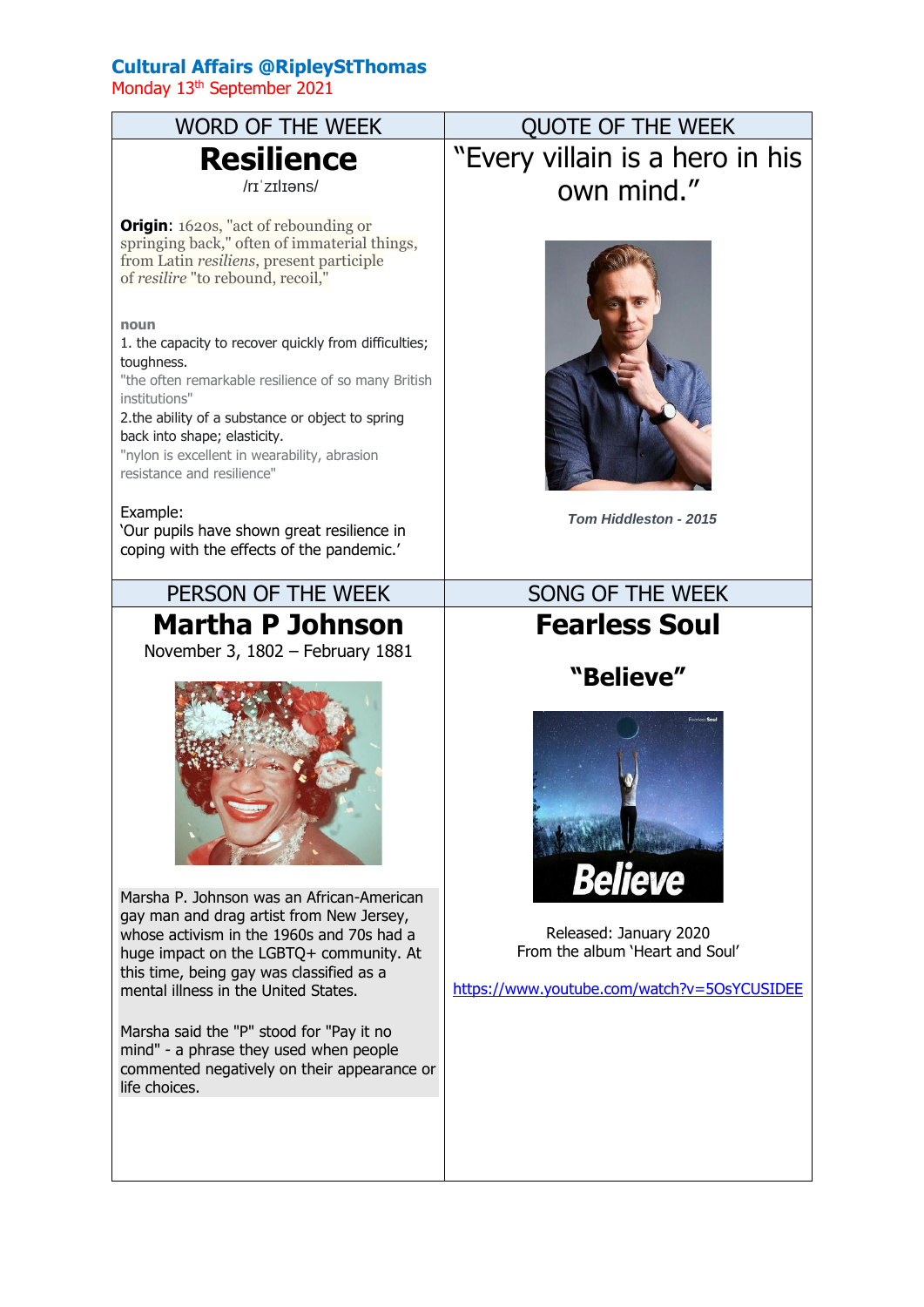**Cultural Affairs @RipleyStThomas**

Monday 13th September 2021

## WORD OF THE WEEK

# Resilience

/rɪˈzɪlɪəns/

**Origin**: 1620s, "act of rebounding or springing back," often of immaterial things, from Latin *resiliens*, present participle of *resilire* "to rebound, recoil,"

**noun**

1. the capacity to recover quickly from difficulties; toughness.
   "the often remarkable resilience of so many British institutions"
2. the ability of a substance or object to spring back into shape; elasticity.
   "nylon is excellent in wearability, abrasion resistance and resilience"

Example:
'Our pupils have shown great resilience in coping with the effects of the pandemic.'

## QUOTE OF THE WEEK

"Every villain is a hero in his own mind."

*Tom Hiddleston - 2015*

## PERSON OF THE WEEK

# Martha P Johnson

November 3, 1802 – February 1881

Marsha P. Johnson was an African-American gay man and drag artist from New Jersey, whose activism in the 1960s and 70s had a huge impact on the LGBTQ+ community. At this time, being gay was classified as a mental illness in the United States.

Marsha said the "P" stood for "Pay it no mind" - a phrase they used when people commented negatively on their appearance or life choices.

## SONG OF THE WEEK

# Fearless Soul

## "Believe"

Released: January 2020
From the album 'Heart and Soul'

https://www.youtube.com/watch?v=5OsYCUSIDEE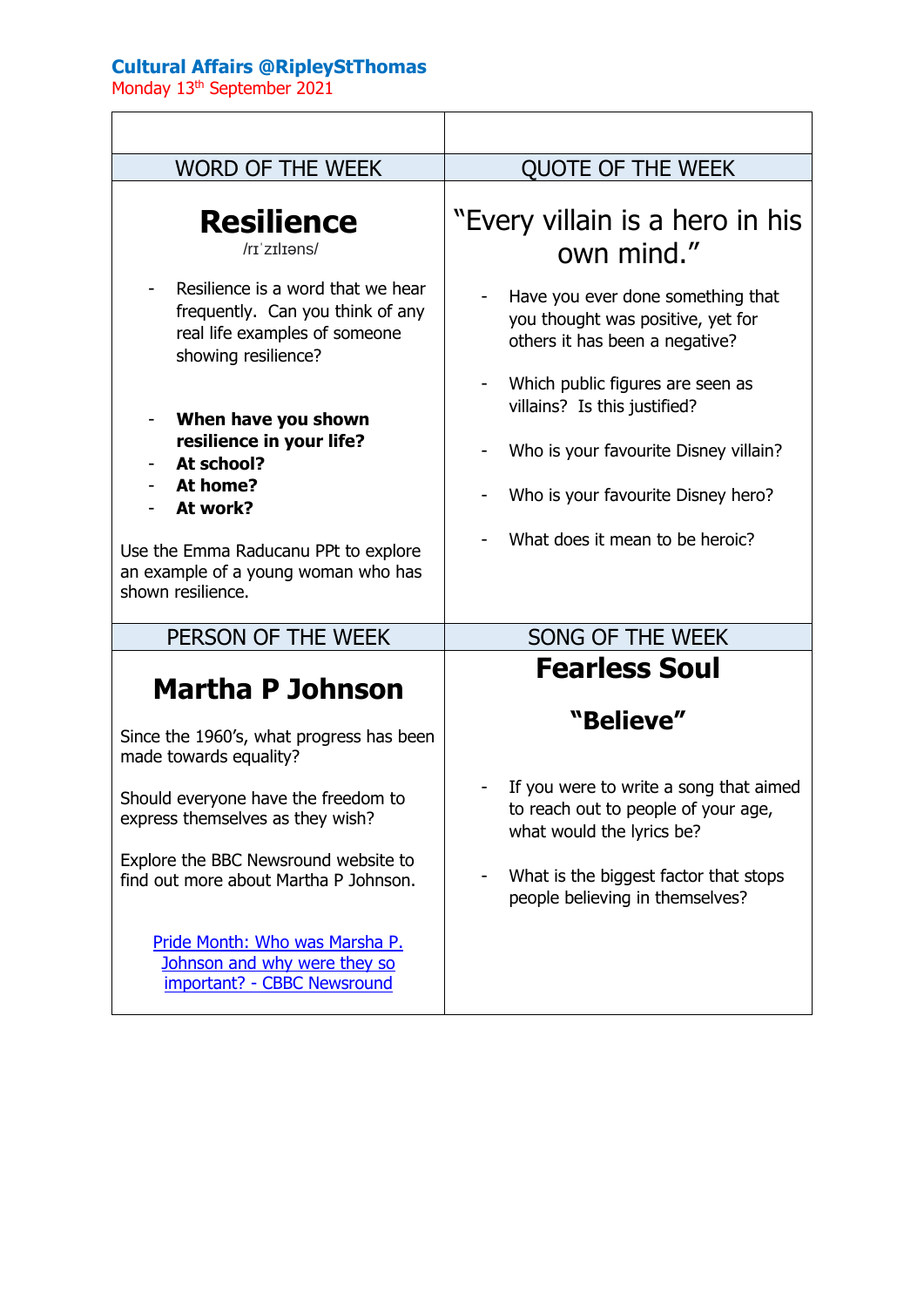**Cultural Affairs @RipleyStThomas**

Monday 13th September 2021

| WORD OF THE WEEK | QUOTE OF THE WEEK |
|---|---|
| **Resilience** /rɪˈzɪlɪəns/ <br><br> - Resilience is a word that we hear frequently. Can you think of any real life examples of someone showing resilience? <br><br> - **When have you shown resilience in your life?** <br> - **At school?** <br> - **At home?** <br> - **At work?** <br><br> Use the Emma Raducanu PPt to explore an example of a young woman who has shown resilience. | "Every villain is a hero in his own mind." <br><br> - Have you ever done something that you thought was positive, yet for others it has been a negative? <br> - Which public figures are seen as villains? Is this justified? <br> - Who is your favourite Disney villain? <br> - Who is your favourite Disney hero? <br> - What does it mean to be heroic? |
| **PERSON OF THE WEEK** | **SONG OF THE WEEK** |
| **Martha P Johnson** <br><br> Since the 1960's, what progress has been made towards equality? <br><br> Should everyone have the freedom to express themselves as they wish? <br><br> Explore the BBC Newsround website to find out more about Martha P Johnson. <br><br> [Pride Month: Who was Marsha P. Johnson and why were they so important? - CBBC Newsround] | **Fearless Soul** <br><br> **"Believe"** <br><br> - If you were to write a song that aimed to reach out to people of your age, what would the lyrics be? <br> - What is the biggest factor that stops people believing in themselves? |